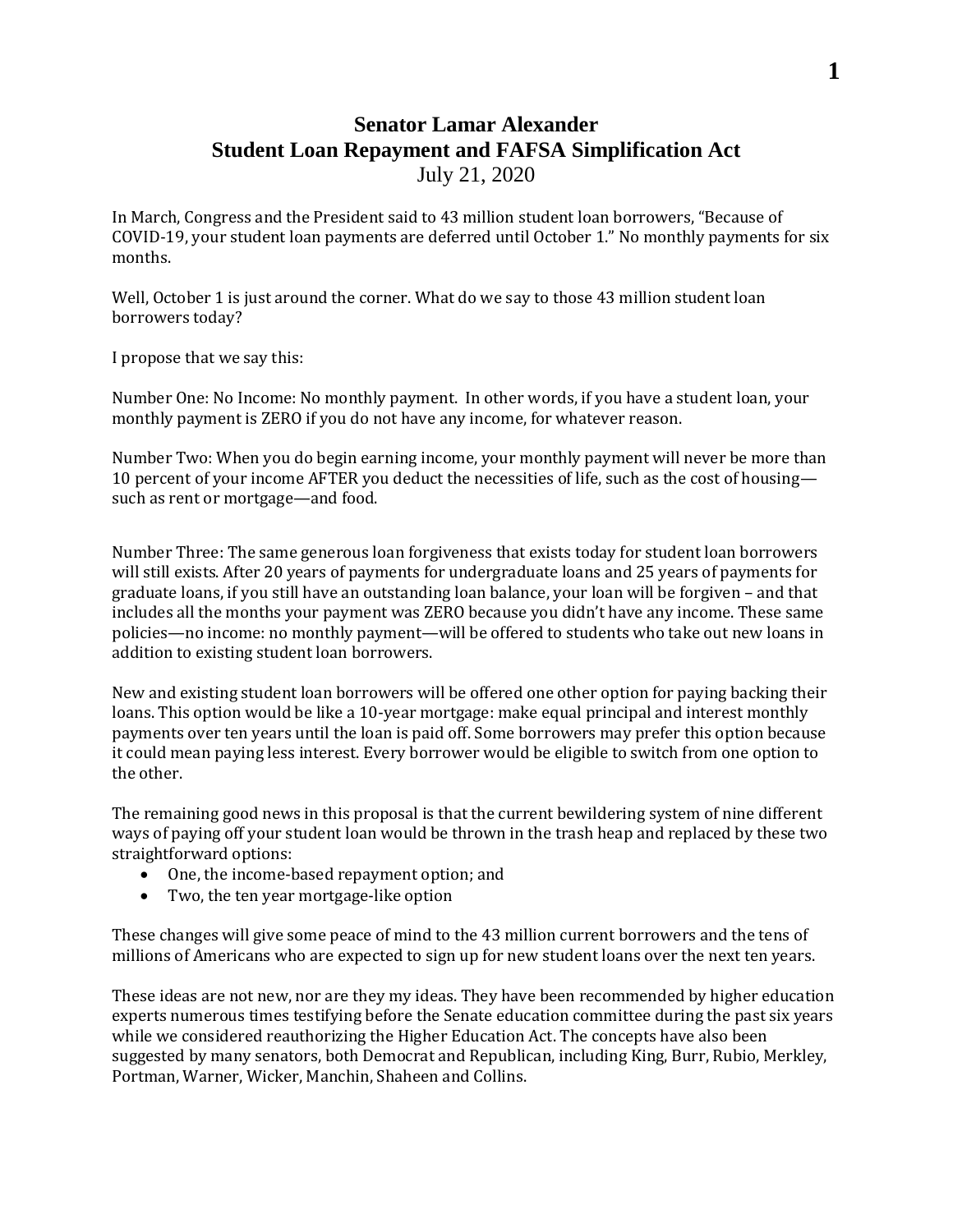# Senator Lamar Alexander
# Student Loan Repayment and FAFSA Simplification Act

July 21, 2020

In March, Congress and the President said to 43 million student loan borrowers, "Because of COVID-19, your student loan payments are deferred until October 1." No monthly payments for six months.

Well, October 1 is just around the corner. What do we say to those 43 million student loan borrowers today?

I propose that we say this:

Number One: No Income: No monthly payment. In other words, if you have a student loan, your monthly payment is ZERO if you do not have any income, for whatever reason.

Number Two: When you do begin earning income, your monthly payment will never be more than 10 percent of your income AFTER you deduct the necessities of life, such as the cost of housing—such as rent or mortgage—and food.

Number Three: The same generous loan forgiveness that exists today for student loan borrowers will still exists. After 20 years of payments for undergraduate loans and 25 years of payments for graduate loans, if you still have an outstanding loan balance, your loan will be forgiven – and that includes all the months your payment was ZERO because you didn't have any income. These same policies—no income: no monthly payment—will be offered to students who take out new loans in addition to existing student loan borrowers.

New and existing student loan borrowers will be offered one other option for paying backing their loans. This option would be like a 10-year mortgage: make equal principal and interest monthly payments over ten years until the loan is paid off. Some borrowers may prefer this option because it could mean paying less interest. Every borrower would be eligible to switch from one option to the other.

The remaining good news in this proposal is that the current bewildering system of nine different ways of paying off your student loan would be thrown in the trash heap and replaced by these two straightforward options:

- One, the income-based repayment option; and
- Two, the ten year mortgage-like option

These changes will give some peace of mind to the 43 million current borrowers and the tens of millions of Americans who are expected to sign up for new student loans over the next ten years.

These ideas are not new, nor are they my ideas. They have been recommended by higher education experts numerous times testifying before the Senate education committee during the past six years while we considered reauthorizing the Higher Education Act. The concepts have also been suggested by many senators, both Democrat and Republican, including King, Burr, Rubio, Merkley, Portman, Warner, Wicker, Manchin, Shaheen and Collins.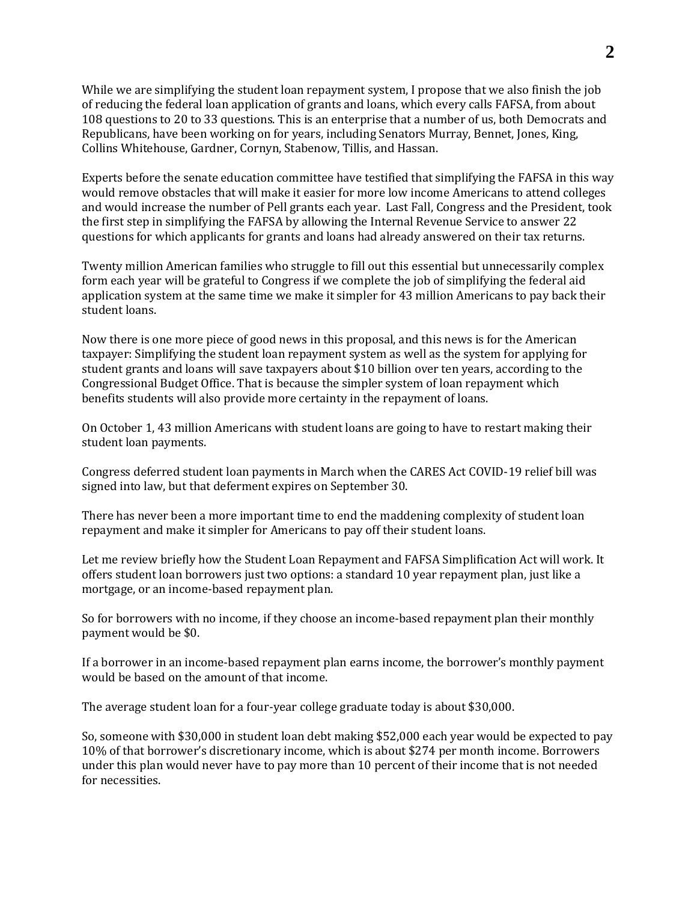While we are simplifying the student loan repayment system, I propose that we also finish the job of reducing the federal loan application of grants and loans, which every calls FAFSA, from about 108 questions to 20 to 33 questions. This is an enterprise that a number of us, both Democrats and Republicans, have been working on for years, including Senators Murray, Bennet, Jones, King, Collins Whitehouse, Gardner, Cornyn, Stabenow, Tillis, and Hassan.

Experts before the senate education committee have testified that simplifying the FAFSA in this way would remove obstacles that will make it easier for more low income Americans to attend colleges and would increase the number of Pell grants each year. Last Fall, Congress and the President, took the first step in simplifying the FAFSA by allowing the Internal Revenue Service to answer 22 questions for which applicants for grants and loans had already answered on their tax returns.

Twenty million American families who struggle to fill out this essential but unnecessarily complex form each year will be grateful to Congress if we complete the job of simplifying the federal aid application system at the same time we make it simpler for 43 million Americans to pay back their student loans.

Now there is one more piece of good news in this proposal, and this news is for the American taxpayer: Simplifying the student loan repayment system as well as the system for applying for student grants and loans will save taxpayers about $10 billion over ten years, according to the Congressional Budget Office. That is because the simpler system of loan repayment which benefits students will also provide more certainty in the repayment of loans.

On October 1, 43 million Americans with student loans are going to have to restart making their student loan payments.

Congress deferred student loan payments in March when the CARES Act COVID-19 relief bill was signed into law, but that deferment expires on September 30.

There has never been a more important time to end the maddening complexity of student loan repayment and make it simpler for Americans to pay off their student loans.

Let me review briefly how the Student Loan Repayment and FAFSA Simplification Act will work. It offers student loan borrowers just two options: a standard 10 year repayment plan, just like a mortgage, or an income-based repayment plan.

So for borrowers with no income, if they choose an income-based repayment plan their monthly payment would be $0.

If a borrower in an income-based repayment plan earns income, the borrower's monthly payment would be based on the amount of that income.

The average student loan for a four-year college graduate today is about $30,000.

So, someone with $30,000 in student loan debt making $52,000 each year would be expected to pay 10% of that borrower's discretionary income, which is about $274 per month income. Borrowers under this plan would never have to pay more than 10 percent of their income that is not needed for necessities.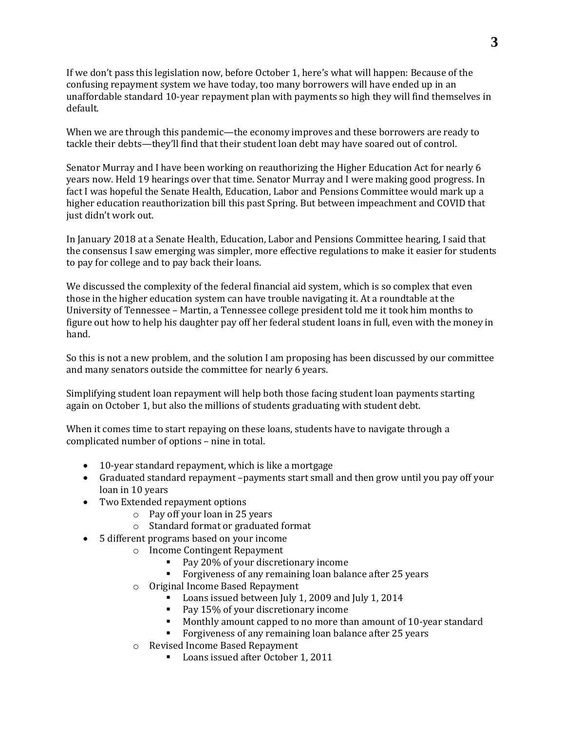If we don't pass this legislation now, before October 1, here's what will happen: Because of the confusing repayment system we have today, too many borrowers will have ended up in an unaffordable standard 10-year repayment plan with payments so high they will find themselves in default.

When we are through this pandemic—the economy improves and these borrowers are ready to tackle their debts—they'll find that their student loan debt may have soared out of control.

Senator Murray and I have been working on reauthorizing the Higher Education Act for nearly 6 years now. Held 19 hearings over that time. Senator Murray and I were making good progress. In fact I was hopeful the Senate Health, Education, Labor and Pensions Committee would mark up a higher education reauthorization bill this past Spring. But between impeachment and COVID that just didn't work out.

In January 2018 at a Senate Health, Education, Labor and Pensions Committee hearing, I said that the consensus I saw emerging was simpler, more effective regulations to make it easier for students to pay for college and to pay back their loans.

We discussed the complexity of the federal financial aid system, which is so complex that even those in the higher education system can have trouble navigating it. At a roundtable at the University of Tennessee – Martin, a Tennessee college president told me it took him months to figure out how to help his daughter pay off her federal student loans in full, even with the money in hand.

So this is not a new problem, and the solution I am proposing has been discussed by our committee and many senators outside the committee for nearly 6 years.

Simplifying student loan repayment will help both those facing student loan payments starting again on October 1, but also the millions of students graduating with student debt.

When it comes time to start repaying on these loans, students have to navigate through a complicated number of options – nine in total.

- 10-year standard repayment, which is like a mortgage
- Graduated standard repayment –payments start small and then grow until you pay off your loan in 10 years
- Two Extended repayment options
    - Pay off your loan in 25 years
    - Standard format or graduated format
- 5 different programs based on your income
    - Income Contingent Repayment
        - Pay 20% of your discretionary income
        - Forgiveness of any remaining loan balance after 25 years
    - Original Income Based Repayment
        - Loans issued between July 1, 2009 and July 1, 2014
        - Pay 15% of your discretionary income
        - Monthly amount capped to no more than amount of 10-year standard
        - Forgiveness of any remaining loan balance after 25 years
    - Revised Income Based Repayment
        - Loans issued after October 1, 2011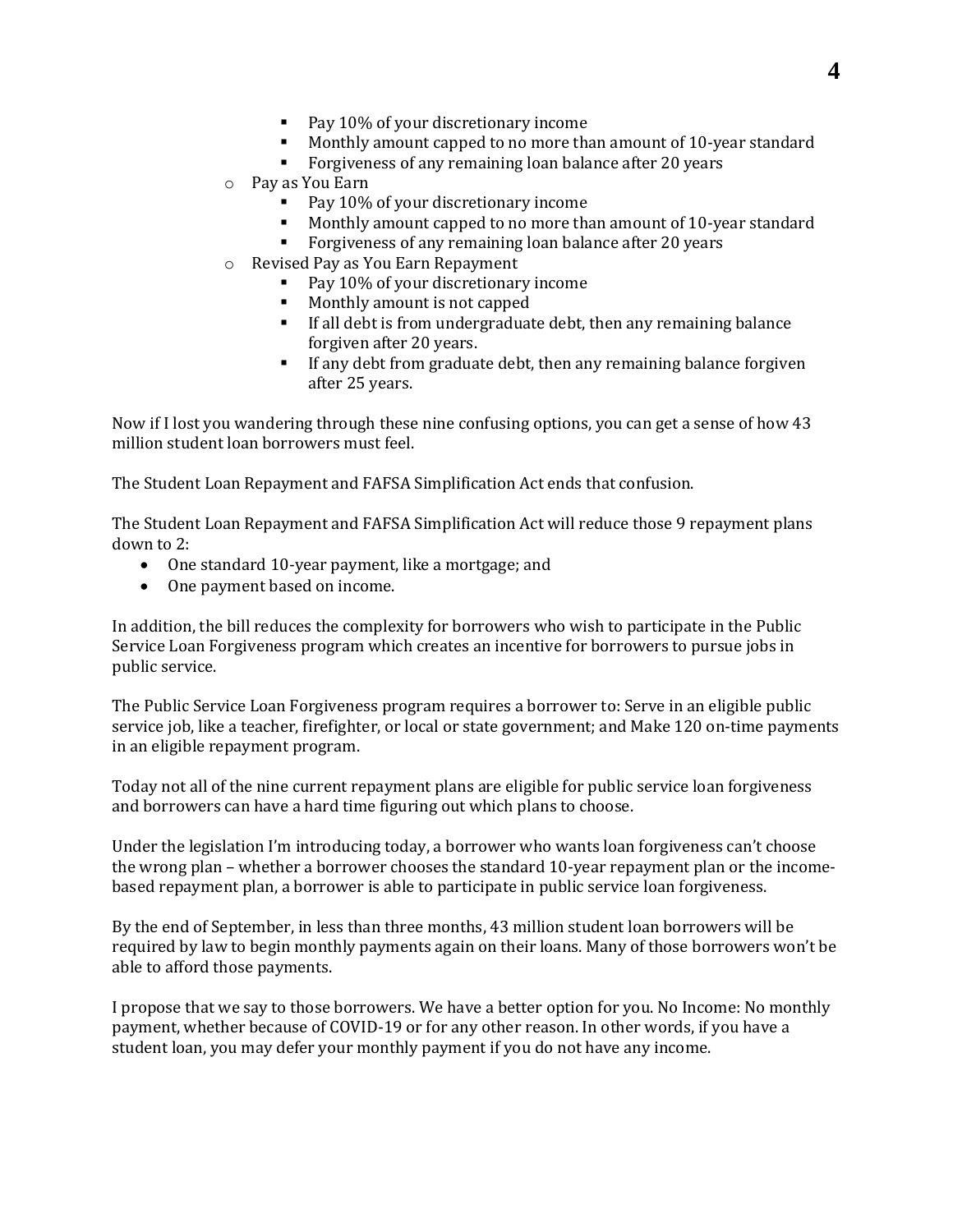- Pay 10% of your discretionary income
    - Monthly amount capped to no more than amount of 10-year standard
    - Forgiveness of any remaining loan balance after 20 years
  - Pay as You Earn
    - Pay 10% of your discretionary income
    - Monthly amount capped to no more than amount of 10-year standard
    - Forgiveness of any remaining loan balance after 20 years
  - Revised Pay as You Earn Repayment
    - Pay 10% of your discretionary income
    - Monthly amount is not capped
    - If all debt is from undergraduate debt, then any remaining balance forgiven after 20 years.
    - If any debt from graduate debt, then any remaining balance forgiven after 25 years.

Now if I lost you wandering through these nine confusing options, you can get a sense of how 43 million student loan borrowers must feel.

The Student Loan Repayment and FAFSA Simplification Act ends that confusion.

The Student Loan Repayment and FAFSA Simplification Act will reduce those 9 repayment plans down to 2:

- One standard 10-year payment, like a mortgage; and
- One payment based on income.

In addition, the bill reduces the complexity for borrowers who wish to participate in the Public Service Loan Forgiveness program which creates an incentive for borrowers to pursue jobs in public service.

The Public Service Loan Forgiveness program requires a borrower to: Serve in an eligible public service job, like a teacher, firefighter, or local or state government; and Make 120 on-time payments in an eligible repayment program.

Today not all of the nine current repayment plans are eligible for public service loan forgiveness and borrowers can have a hard time figuring out which plans to choose.

Under the legislation I'm introducing today, a borrower who wants loan forgiveness can't choose the wrong plan – whether a borrower chooses the standard 10-year repayment plan or the income-based repayment plan, a borrower is able to participate in public service loan forgiveness.

By the end of September, in less than three months, 43 million student loan borrowers will be required by law to begin monthly payments again on their loans. Many of those borrowers won't be able to afford those payments.

I propose that we say to those borrowers. We have a better option for you. No Income: No monthly payment, whether because of COVID-19 or for any other reason. In other words, if you have a student loan, you may defer your monthly payment if you do not have any income.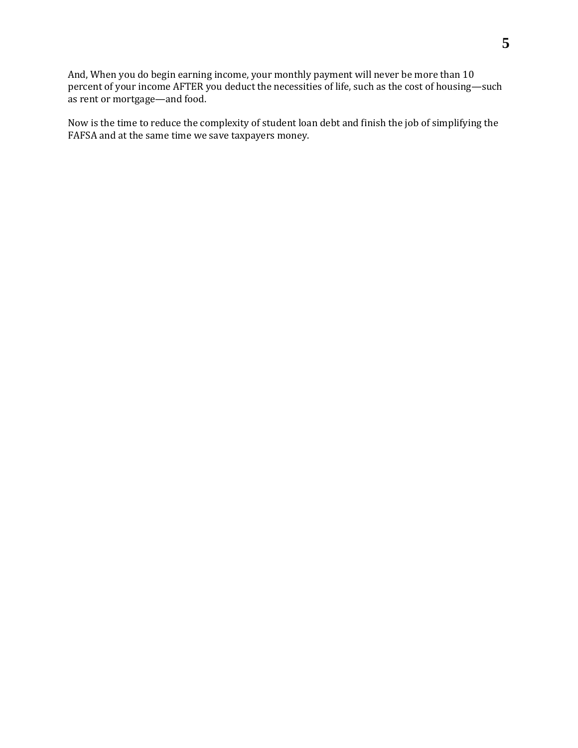And, When you do begin earning income, your monthly payment will never be more than 10 percent of your income AFTER you deduct the necessities of life, such as the cost of housing—such as rent or mortgage—and food.

Now is the time to reduce the complexity of student loan debt and finish the job of simplifying the FAFSA and at the same time we save taxpayers money.